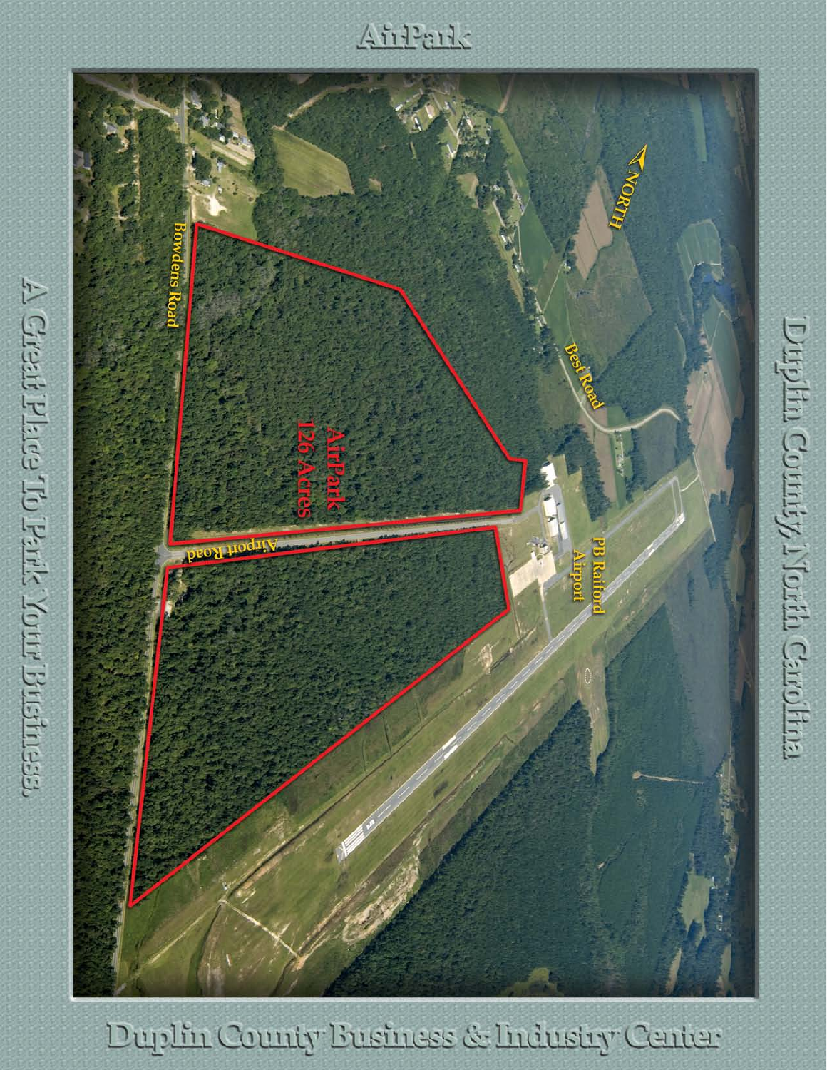# AirPark

Duplin County, North Carolina

A Great Place To Park Your Business.

NORTH

Bowdens Road

Best Road

AirPark
126 Acres

Airport Road

PB Raiford Airport

Duplin County Business & Industry Center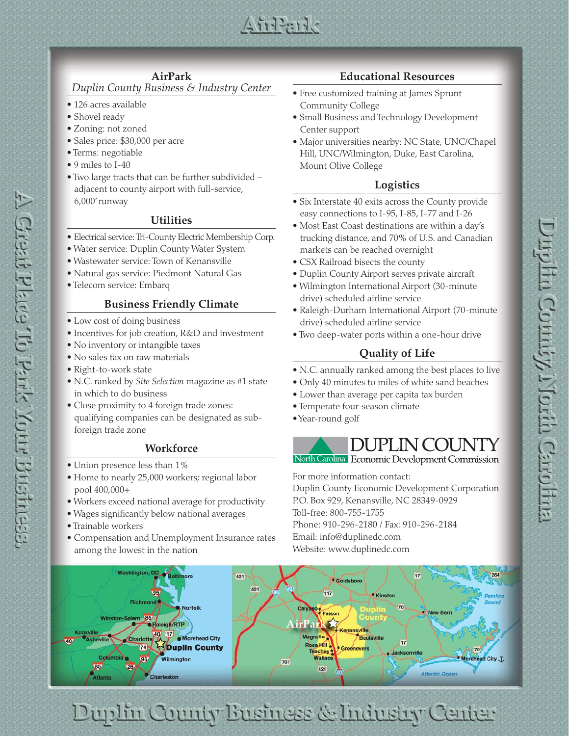# AirPark

A Great Place To Park Your Business.

Duplin County North Carolina

## AirPark

*Duplin County Business & Industry Center*

- 126 acres available
- Shovel ready
- Zoning: not zoned
- Sales price: $30,000 per acre
- Terms: negotiable
- 9 miles to I-40
- Two large tracts that can be further subdivided – adjacent to county airport with full-service, 6,000' runway

### Utilities

- Electrical service: Tri-County Electric Membership Corp.
- Water service: Duplin County Water System
- Wastewater service: Town of Kenansville
- Natural gas service: Piedmont Natural Gas
- Telecom service: Embarq

### Business Friendly Climate

- Low cost of doing business
- Incentives for job creation, R&D and investment
- No inventory or intangible taxes
- No sales tax on raw materials
- Right-to-work state
- N.C. ranked by *Site Selection* magazine as #1 state in which to do business
- Close proximity to 4 foreign trade zones: qualifying companies can be designated as sub-foreign trade zone

### Workforce

- Union presence less than 1%
- Home to nearly 25,000 workers; regional labor pool 400,000+
- Workers exceed national average for productivity
- Wages significantly below national averages
- Trainable workers
- Compensation and Unemployment Insurance rates among the lowest in the nation

### Educational Resources

- Free customized training at James Sprunt Community College
- Small Business and Technology Development Center support
- Major universities nearby: NC State, UNC/Chapel Hill, UNC/Wilmington, Duke, East Carolina, Mount Olive College

### Logistics

- Six Interstate 40 exits across the County provide easy connections to I-95, I-85, I-77 and I-26
- Most East Coast destinations are within a day's trucking distance, and 70% of U.S. and Canadian markets can be reached overnight
- CSX Railroad bisects the county
- Duplin County Airport serves private aircraft
- Wilmington International Airport (30-minute drive) scheduled airline service
- Raleigh-Durham International Airport (70-minute drive) scheduled airline service
- Two deep-water ports within a one-hour drive

### Quality of Life

- N.C. annually ranked among the best places to live
- Only 40 minutes to miles of white sand beaches
- Lower than average per capita tax burden
- Temperate four-season climate
- Year-round golf

DUPLIN COUNTY
North Carolina Economic Development Commission

For more information contact:
Duplin County Economic Development Corporation
P.O. Box 929, Kenansville, NC 28349-0929
Toll-free: 800-755-1755
Phone: 910-296-2180 / Fax: 910-296-2184
Email: info@duplinedc.com
Website: www.duplinedc.com

Washington, DC
Baltimore
Richmond
Norfolk
Winston-Salem
Raleigh/RTP
Knoxville
Asheville
Charlotte
Morehead City
Duplin County
Columbia
Wilmington
Atlanta
Charleston

Goldsboro
Kinston
Calypso
Faison
Duplin County
New Bern
Pamlico Sound
AirPark
Kenansville
Magnolia
Beulaville
Rose Hill
Teachey
Greenevers
Wallace
Jacksonville
Morehead City
Atlantic Ocean

Duplin County Business & Industry Center